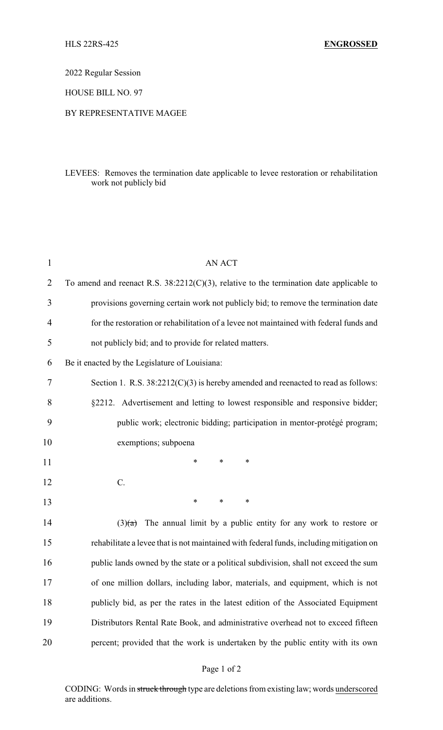HLS 22RS-425 **ENGROSSED**

2022 Regular Session

HOUSE BILL NO. 97

BY REPRESENTATIVE MAGEE

LEVEES: Removes the termination date applicable to levee restoration or rehabilitation work not publicly bid

AN ACT

To amend and reenact R.S. 38:2212(C)(3), relative to the termination date applicable to provisions governing certain work not publicly bid; to remove the termination date for the restoration or rehabilitation of a levee not maintained with federal funds and not publicly bid; and to provide for related matters.

Be it enacted by the Legislature of Louisiana:

Section 1. R.S. 38:2212(C)(3) is hereby amended and reenacted to read as follows:

§2212. Advertisement and letting to lowest responsible and responsive bidder; public work; electronic bidding; participation in mentor-protégé program; exemptions; subpoena

\* \* \*

C.

\* \* \*

(3)~~(a)~~ The annual limit by a public entity for any work to restore or rehabilitate a levee that is not maintained with federal funds, including mitigation on public lands owned by the state or a political subdivision, shall not exceed the sum of one million dollars, including labor, materials, and equipment, which is not publicly bid, as per the rates in the latest edition of the Associated Equipment Distributors Rental Rate Book, and administrative overhead not to exceed fifteen percent; provided that the work is undertaken by the public entity with its own

CODING: Words in ~~struck through~~ type are deletions from existing law; words underscored are additions.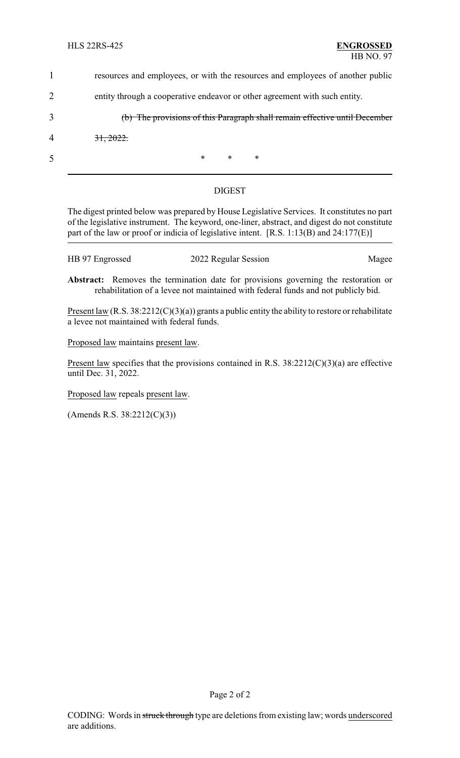resources and employees, or with the resources and employees of another public entity through a cooperative endeavor or other agreement with such entity.

~~(b) The provisions of this Paragraph shall remain effective until December 31, 2022.~~

\* \* \*

## DIGEST

The digest printed below was prepared by House Legislative Services. It constitutes no part of the legislative instrument. The keyword, one-liner, abstract, and digest do not constitute part of the law or proof or indicia of legislative intent. [R.S. 1:13(B) and 24:177(E)]

HB 97 Engrossed — 2022 Regular Session — Magee

**Abstract:** Removes the termination date for provisions governing the restoration or rehabilitation of a levee not maintained with federal funds and not publicly bid.

<u>Present law</u> (R.S. 38:2212(C)(3)(a)) grants a public entity the ability to restore or rehabilitate a levee not maintained with federal funds.

<u>Proposed law</u> maintains <u>present law</u>.

<u>Present law</u> specifies that the provisions contained in R.S. 38:2212(C)(3)(a) are effective until Dec. 31, 2022.

<u>Proposed law</u> repeals <u>present law</u>.

(Amends R.S. 38:2212(C)(3))

CODING: Words in ~~struck through~~ type are deletions from existing law; words <u>underscored</u> are additions.